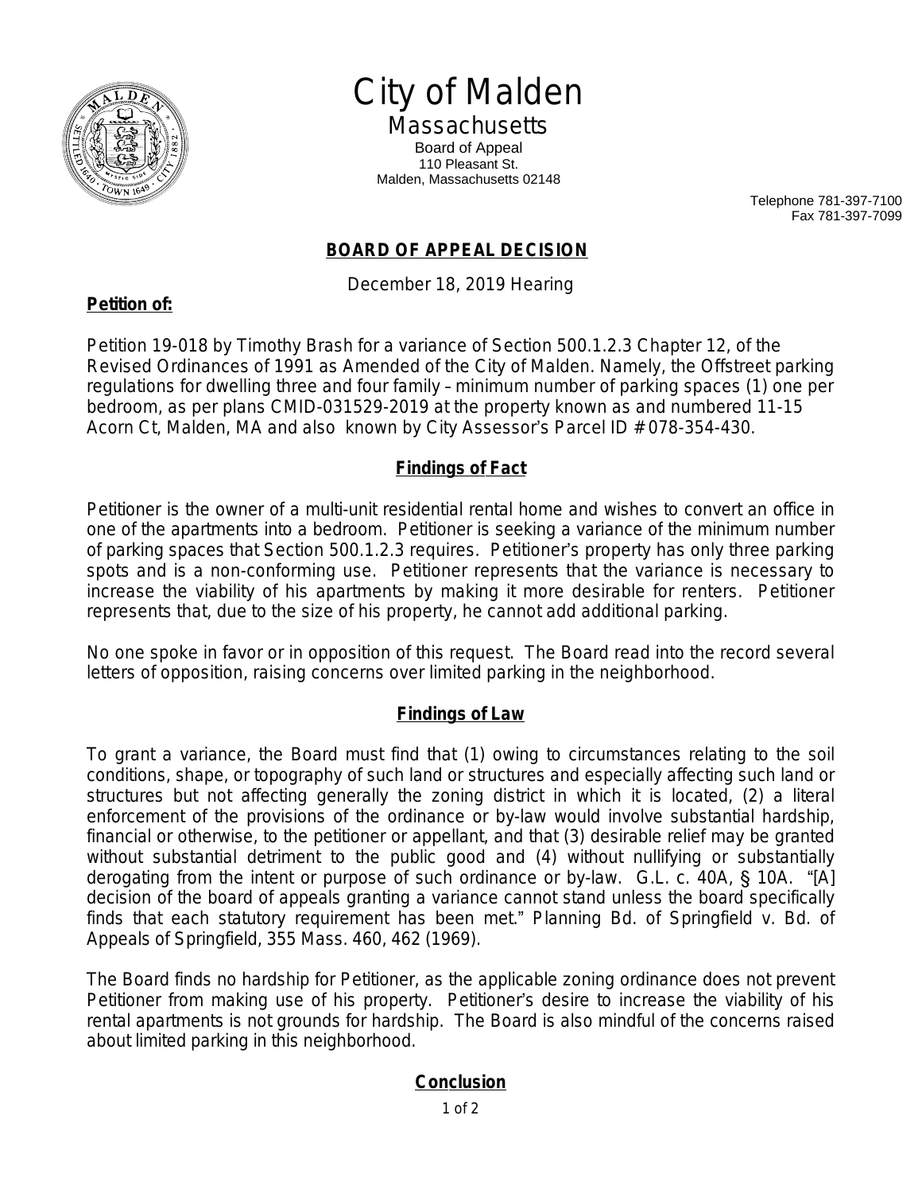# City of Malden

## Massachusetts

Board of Appeal
110 Pleasant St.
Malden, Massachusetts 02148

Telephone 781-397-7100
Fax 781-397-7099

## BOARD OF APPEAL DECISION

December 18, 2019 Hearing

**Petition of:**

Petition 19-018 by Timothy Brash for a variance of Section 500.1.2.3 Chapter 12, of the Revised Ordinances of 1991 as Amended of the City of Malden. Namely, the Offstreet parking regulations for dwelling three and four family – minimum number of parking spaces (1) one per bedroom, as per plans CMID-031529-2019 at the property known as and numbered 11-15 Acorn Ct, Malden, MA and also known by City Assessor's Parcel ID # 078-354-430.

### Findings of Fact

Petitioner is the owner of a multi-unit residential rental home and wishes to convert an office in one of the apartments into a bedroom. Petitioner is seeking a variance of the minimum number of parking spaces that Section 500.1.2.3 requires. Petitioner's property has only three parking spots and is a non-conforming use. Petitioner represents that the variance is necessary to increase the viability of his apartments by making it more desirable for renters. Petitioner represents that, due to the size of his property, he cannot add additional parking.

No one spoke in favor or in opposition of this request. The Board read into the record several letters of opposition, raising concerns over limited parking in the neighborhood.

### Findings of Law

To grant a variance, the Board must find that (1) owing to circumstances relating to the soil conditions, shape, or topography of such land or structures and especially affecting such land or structures but not affecting generally the zoning district in which it is located, (2) a literal enforcement of the provisions of the ordinance or by-law would involve substantial hardship, financial or otherwise, to the petitioner or appellant, and that (3) desirable relief may be granted without substantial detriment to the public good and (4) without nullifying or substantially derogating from the intent or purpose of such ordinance or by-law. G.L. c. 40A, § 10A. "[A] decision of the board of appeals granting a variance cannot stand unless the board specifically finds that each statutory requirement has been met." Planning Bd. of Springfield v. Bd. of Appeals of Springfield, 355 Mass. 460, 462 (1969).

The Board finds no hardship for Petitioner, as the applicable zoning ordinance does not prevent Petitioner from making use of his property. Petitioner's desire to increase the viability of his rental apartments is not grounds for hardship. The Board is also mindful of the concerns raised about limited parking in this neighborhood.

### Conclusion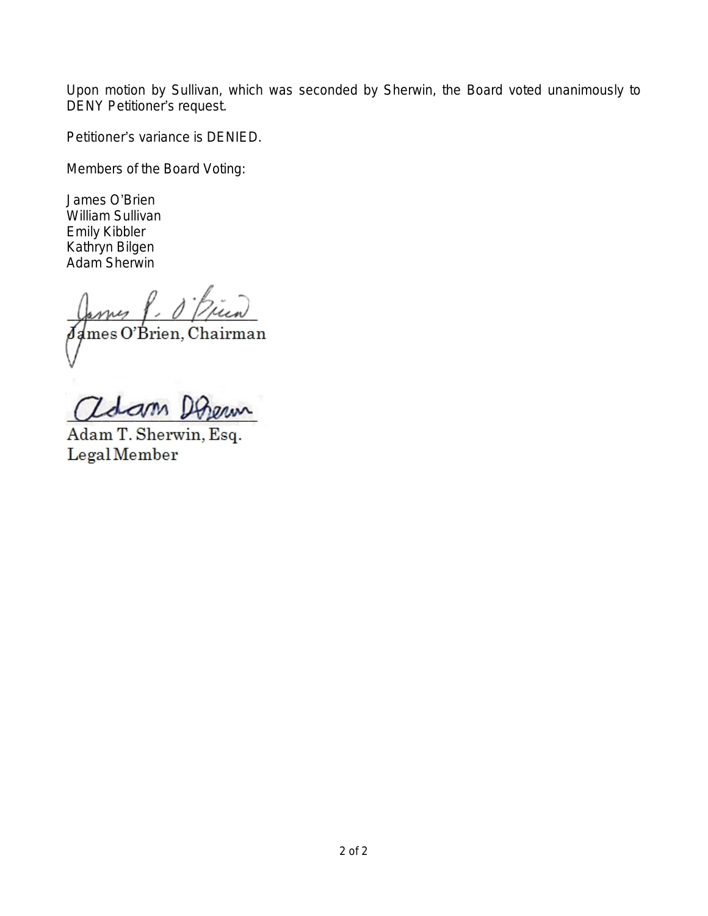Upon motion by Sullivan, which was seconded by Sherwin, the Board voted unanimously to DENY Petitioner's request.

Petitioner's variance is DENIED.

Members of the Board Voting:

James O'Brien
William Sullivan
Emily Kibbler
Kathryn Bilgen
Adam Sherwin

James O'Brien, Chairman

Adam T. Sherwin, Esq.
Legal Member